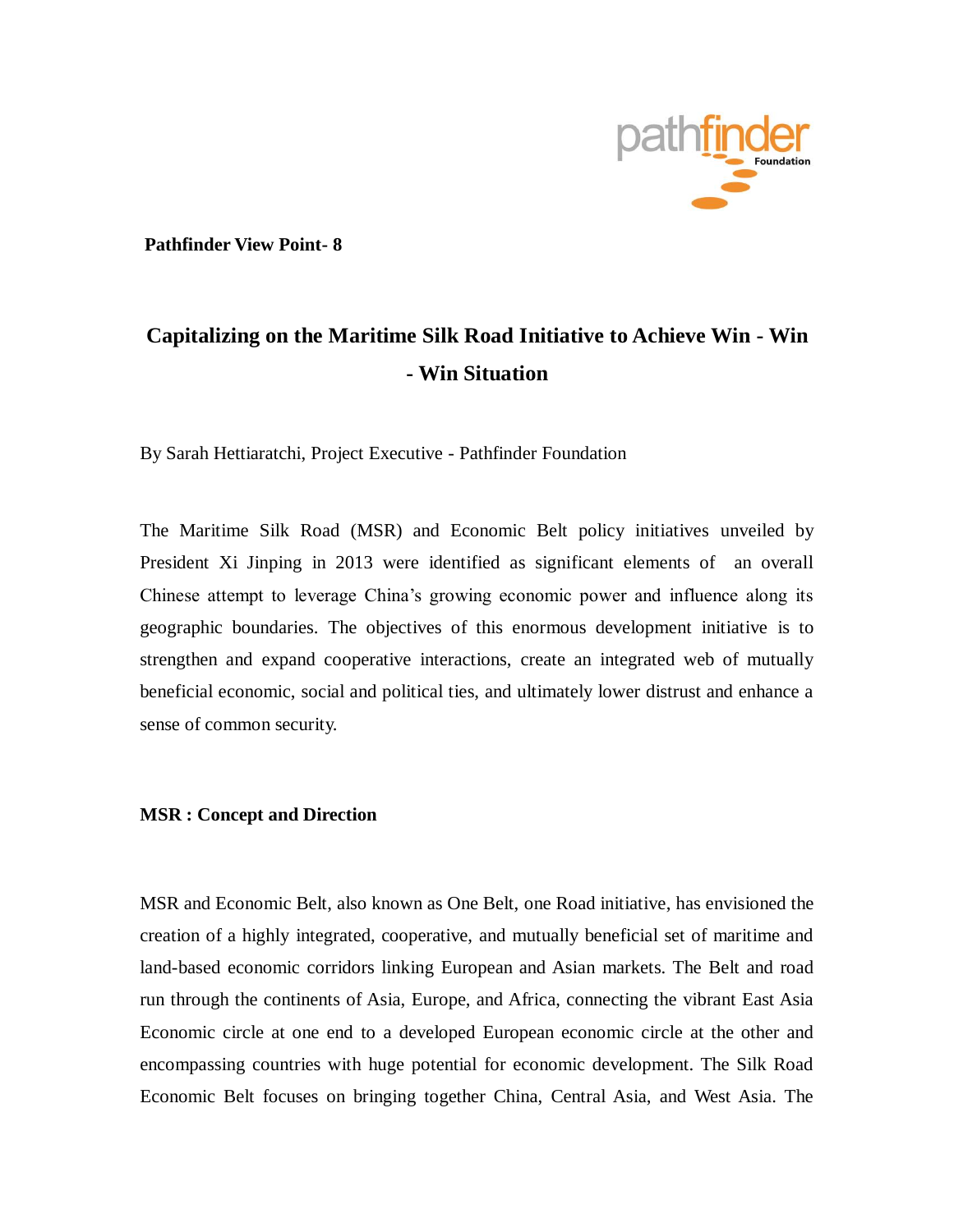**Pathfinder View Point- 8**

# Capitalizing on the Maritime Silk Road Initiative to Achieve Win - Win - Win Situation

By Sarah Hettiaratchi, Project Executive - Pathfinder Foundation

The Maritime Silk Road (MSR) and Economic Belt policy initiatives unveiled by President Xi Jinping in 2013 were identified as significant elements of an overall Chinese attempt to leverage China's growing economic power and influence along its geographic boundaries. The objectives of this enormous development initiative is to strengthen and expand cooperative interactions, create an integrated web of mutually beneficial economic, social and political ties, and ultimately lower distrust and enhance a sense of common security.

## MSR : Concept and Direction

MSR and Economic Belt, also known as One Belt, one Road initiative, has envisioned the creation of a highly integrated, cooperative, and mutually beneficial set of maritime and land-based economic corridors linking European and Asian markets. The Belt and road run through the continents of Asia, Europe, and Africa, connecting the vibrant East Asia Economic circle at one end to a developed European economic circle at the other and encompassing countries with huge potential for economic development. The Silk Road Economic Belt focuses on bringing together China, Central Asia, and West Asia. The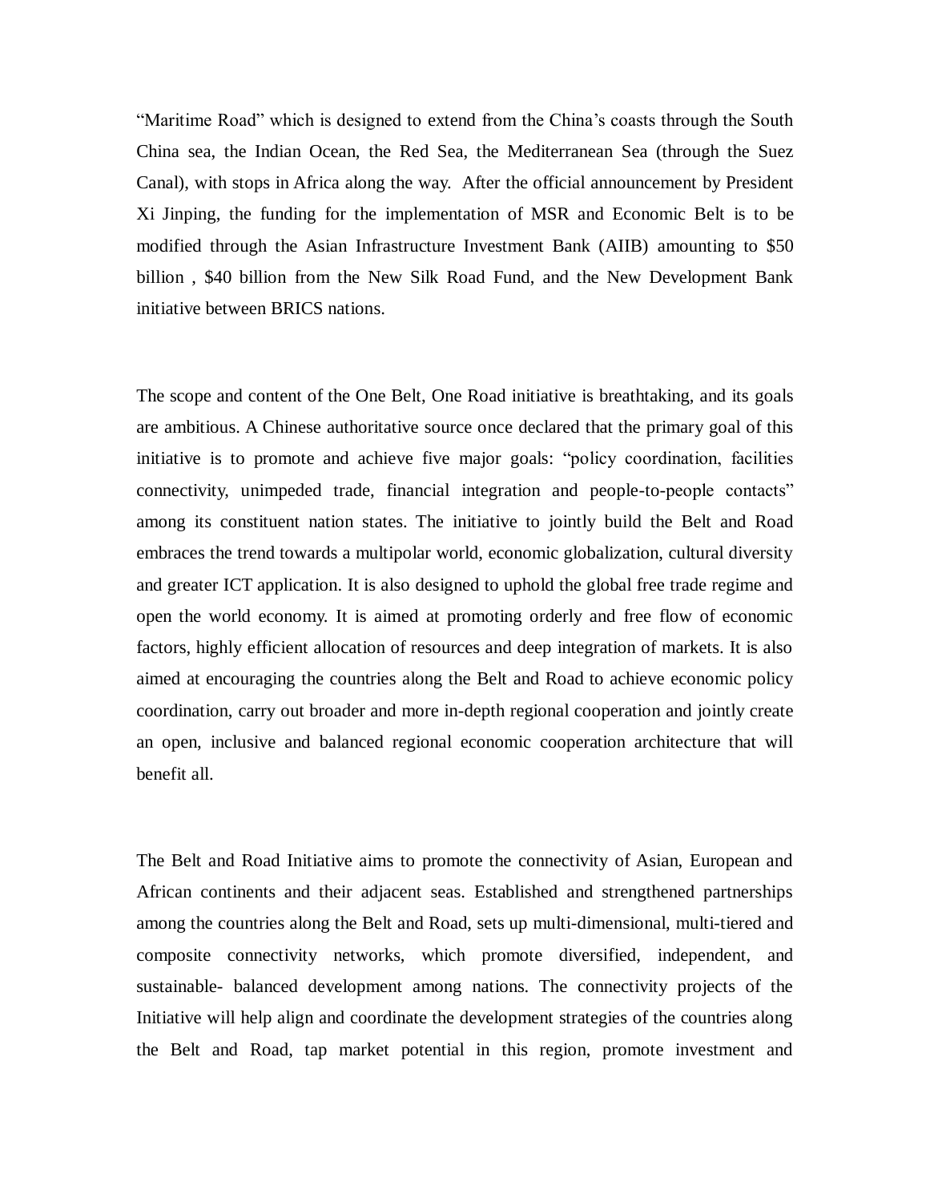"Maritime Road" which is designed to extend from the China's coasts through the South China sea, the Indian Ocean, the Red Sea, the Mediterranean Sea (through the Suez Canal), with stops in Africa along the way. After the official announcement by President Xi Jinping, the funding for the implementation of MSR and Economic Belt is to be modified through the Asian Infrastructure Investment Bank (AIIB) amounting to $50 billion , $40 billion from the New Silk Road Fund, and the New Development Bank initiative between BRICS nations.

The scope and content of the One Belt, One Road initiative is breathtaking, and its goals are ambitious. A Chinese authoritative source once declared that the primary goal of this initiative is to promote and achieve five major goals: "policy coordination, facilities connectivity, unimpeded trade, financial integration and people-to-people contacts" among its constituent nation states. The initiative to jointly build the Belt and Road embraces the trend towards a multipolar world, economic globalization, cultural diversity and greater ICT application. It is also designed to uphold the global free trade regime and open the world economy. It is aimed at promoting orderly and free flow of economic factors, highly efficient allocation of resources and deep integration of markets. It is also aimed at encouraging the countries along the Belt and Road to achieve economic policy coordination, carry out broader and more in-depth regional cooperation and jointly create an open, inclusive and balanced regional economic cooperation architecture that will benefit all.

The Belt and Road Initiative aims to promote the connectivity of Asian, European and African continents and their adjacent seas. Established and strengthened partnerships among the countries along the Belt and Road, sets up multi-dimensional, multi-tiered and composite connectivity networks, which promote diversified, independent, and sustainable- balanced development among nations. The connectivity projects of the Initiative will help align and coordinate the development strategies of the countries along the Belt and Road, tap market potential in this region, promote investment and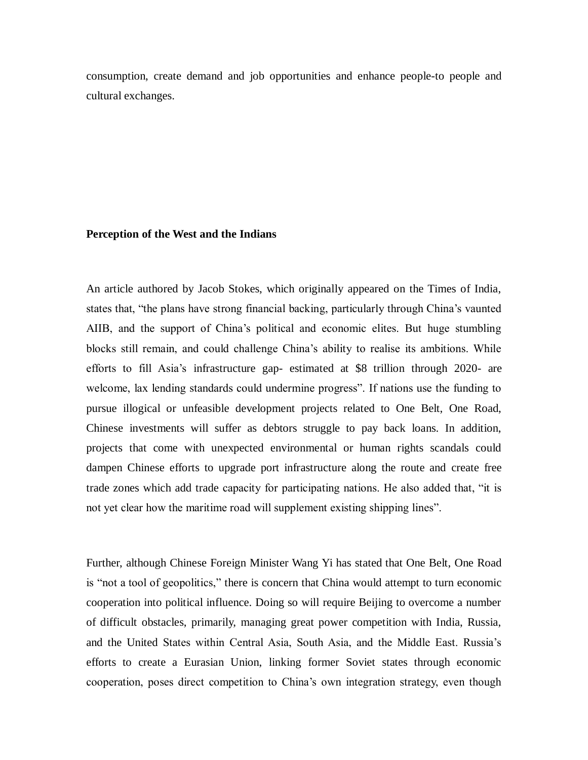consumption, create demand and job opportunities and enhance people-to people and cultural exchanges.

**Perception of the West and the Indians**

An article authored by Jacob Stokes, which originally appeared on the Times of India, states that, "the plans have strong financial backing, particularly through China's vaunted AIIB, and the support of China's political and economic elites. But huge stumbling blocks still remain, and could challenge China's ability to realise its ambitions. While efforts to fill Asia's infrastructure gap- estimated at $8 trillion through 2020- are welcome, lax lending standards could undermine progress". If nations use the funding to pursue illogical or unfeasible development projects related to One Belt, One Road, Chinese investments will suffer as debtors struggle to pay back loans. In addition, projects that come with unexpected environmental or human rights scandals could dampen Chinese efforts to upgrade port infrastructure along the route and create free trade zones which add trade capacity for participating nations. He also added that, "it is not yet clear how the maritime road will supplement existing shipping lines".

Further, although Chinese Foreign Minister Wang Yi has stated that One Belt, One Road is "not a tool of geopolitics," there is concern that China would attempt to turn economic cooperation into political influence. Doing so will require Beijing to overcome a number of difficult obstacles, primarily, managing great power competition with India, Russia, and the United States within Central Asia, South Asia, and the Middle East. Russia's efforts to create a Eurasian Union, linking former Soviet states through economic cooperation, poses direct competition to China's own integration strategy, even though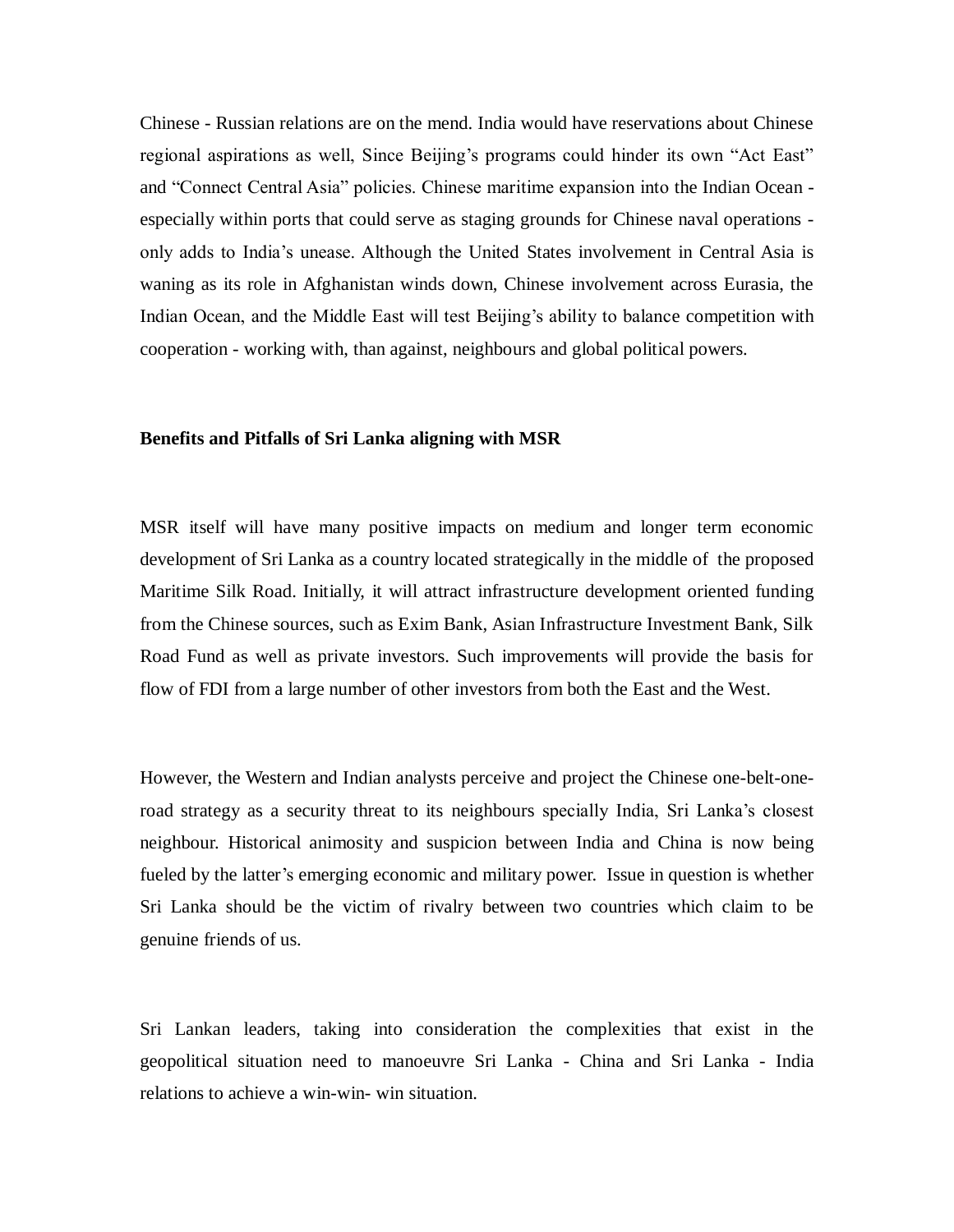Chinese - Russian relations are on the mend. India would have reservations about Chinese regional aspirations as well, Since Beijing's programs could hinder its own "Act East" and "Connect Central Asia" policies. Chinese maritime expansion into the Indian Ocean - especially within ports that could serve as staging grounds for Chinese naval operations - only adds to India's unease. Although the United States involvement in Central Asia is waning as its role in Afghanistan winds down, Chinese involvement across Eurasia, the Indian Ocean, and the Middle East will test Beijing's ability to balance competition with cooperation - working with, than against, neighbours and global political powers.

**Benefits and Pitfalls of Sri Lanka aligning with MSR**

MSR itself will have many positive impacts on medium and longer term economic development of Sri Lanka as a country located strategically in the middle of the proposed Maritime Silk Road. Initially, it will attract infrastructure development oriented funding from the Chinese sources, such as Exim Bank, Asian Infrastructure Investment Bank, Silk Road Fund as well as private investors. Such improvements will provide the basis for flow of FDI from a large number of other investors from both the East and the West.

However, the Western and Indian analysts perceive and project the Chinese one-belt-one-road strategy as a security threat to its neighbours specially India, Sri Lanka's closest neighbour. Historical animosity and suspicion between India and China is now being fueled by the latter's emerging economic and military power. Issue in question is whether Sri Lanka should be the victim of rivalry between two countries which claim to be genuine friends of us.

Sri Lankan leaders, taking into consideration the complexities that exist in the geopolitical situation need to manoeuvre Sri Lanka - China and Sri Lanka - India relations to achieve a win-win- win situation.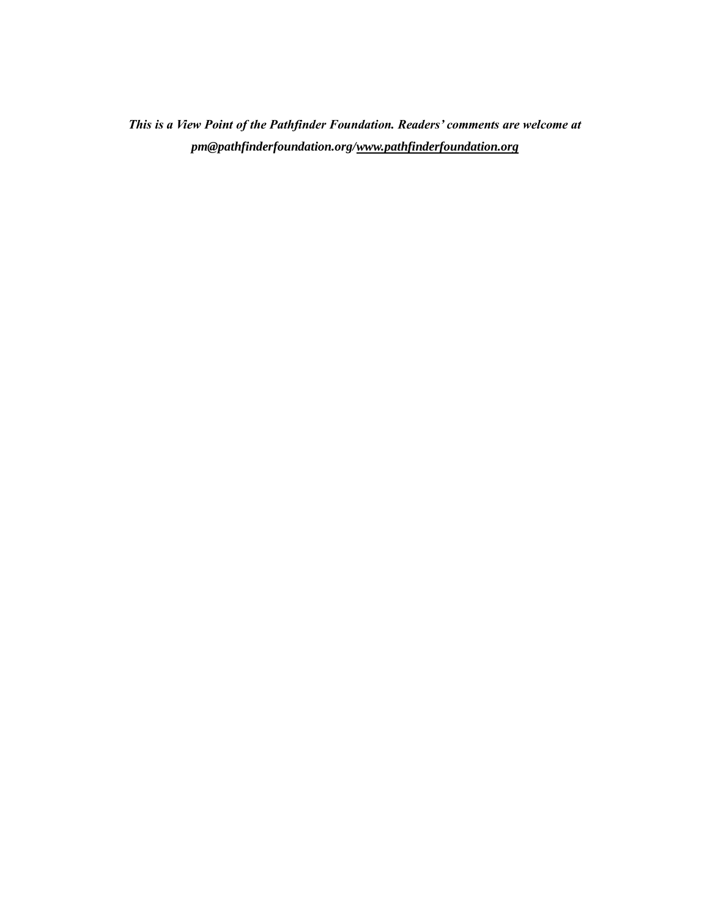***This is a View Point of the Pathfinder Foundation. Readers' comments are welcome at pm@pathfinderfoundation.org/www.pathfinderfoundation.org***